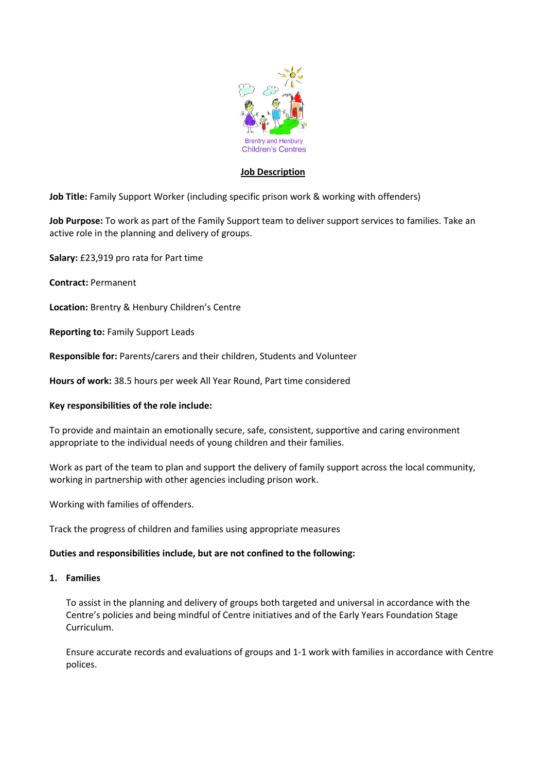Brentry and Henbury Children's Centres

# Job Description

**Job Title:** Family Support Worker (including specific prison work & working with offenders)

**Job Purpose:** To work as part of the Family Support team to deliver support services to families. Take an active role in the planning and delivery of groups.

**Salary:** £23,919 pro rata for Part time

**Contract:** Permanent

**Location:** Brentry & Henbury Children's Centre

**Reporting to:** Family Support Leads

**Responsible for:** Parents/carers and their children, Students and Volunteer

**Hours of work:** 38.5 hours per week All Year Round, Part time considered

**Key responsibilities of the role include:**

To provide and maintain an emotionally secure, safe, consistent, supportive and caring environment appropriate to the individual needs of young children and their families.

Work as part of the team to plan and support the delivery of family support across the local community, working in partnership with other agencies including prison work.

Working with families of offenders.

Track the progress of children and families using appropriate measures

**Duties and responsibilities include, but are not confined to the following:**

1. **Families**

   To assist in the planning and delivery of groups both targeted and universal in accordance with the Centre's policies and being mindful of Centre initiatives and of the Early Years Foundation Stage Curriculum.

   Ensure accurate records and evaluations of groups and 1-1 work with families in accordance with Centre polices.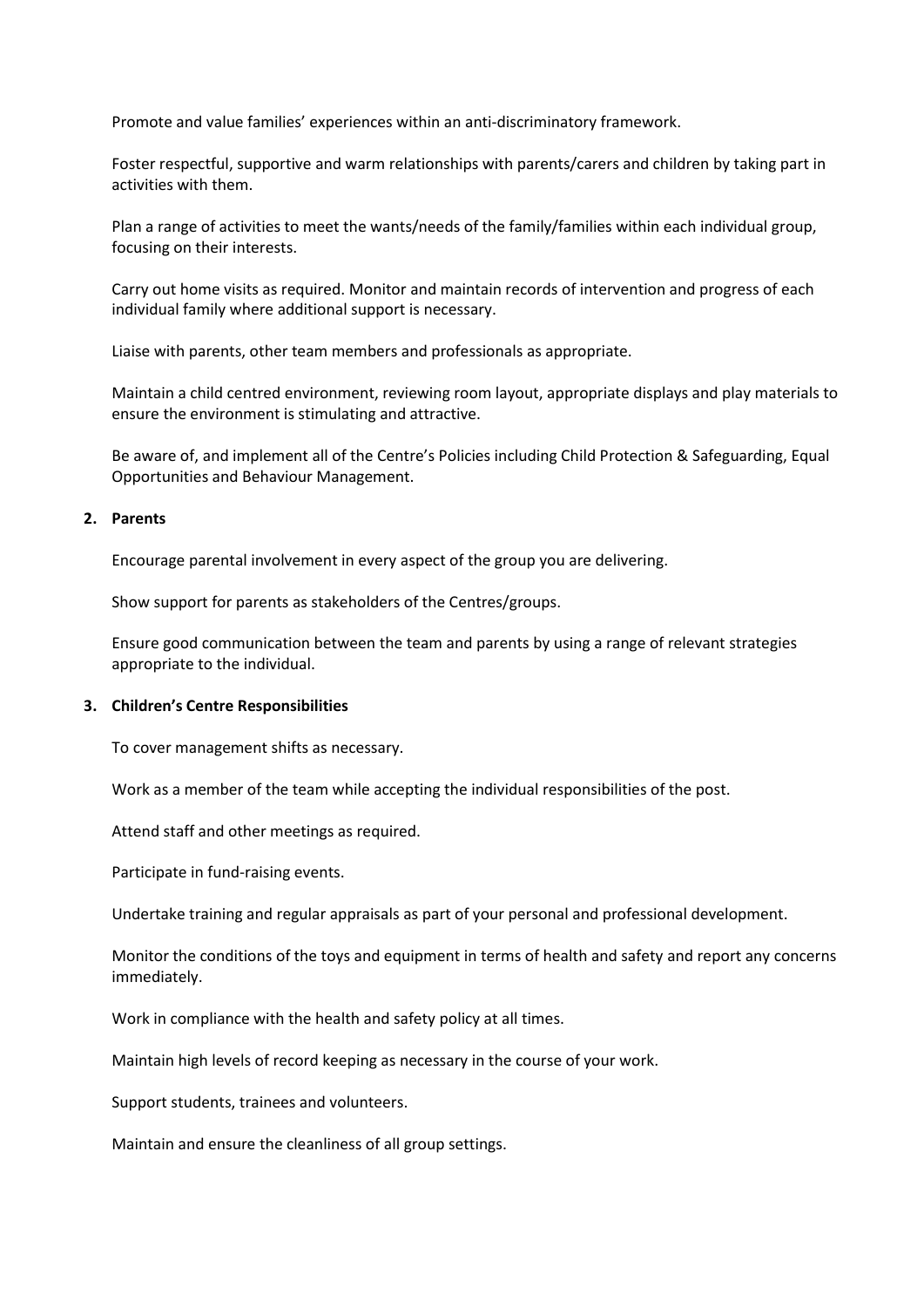Promote and value families' experiences within an anti-discriminatory framework.

Foster respectful, supportive and warm relationships with parents/carers and children by taking part in activities with them.

Plan a range of activities to meet the wants/needs of the family/families within each individual group, focusing on their interests.

Carry out home visits as required. Monitor and maintain records of intervention and progress of each individual family where additional support is necessary.

Liaise with parents, other team members and professionals as appropriate.

Maintain a child centred environment, reviewing room layout, appropriate displays and play materials to ensure the environment is stimulating and attractive.

Be aware of, and implement all of the Centre's Policies including Child Protection & Safeguarding, Equal Opportunities and Behaviour Management.

**2. Parents**

Encourage parental involvement in every aspect of the group you are delivering.

Show support for parents as stakeholders of the Centres/groups.

Ensure good communication between the team and parents by using a range of relevant strategies appropriate to the individual.

**3. Children's Centre Responsibilities**

To cover management shifts as necessary.

Work as a member of the team while accepting the individual responsibilities of the post.

Attend staff and other meetings as required.

Participate in fund-raising events.

Undertake training and regular appraisals as part of your personal and professional development.

Monitor the conditions of the toys and equipment in terms of health and safety and report any concerns immediately.

Work in compliance with the health and safety policy at all times.

Maintain high levels of record keeping as necessary in the course of your work.

Support students, trainees and volunteers.

Maintain and ensure the cleanliness of all group settings.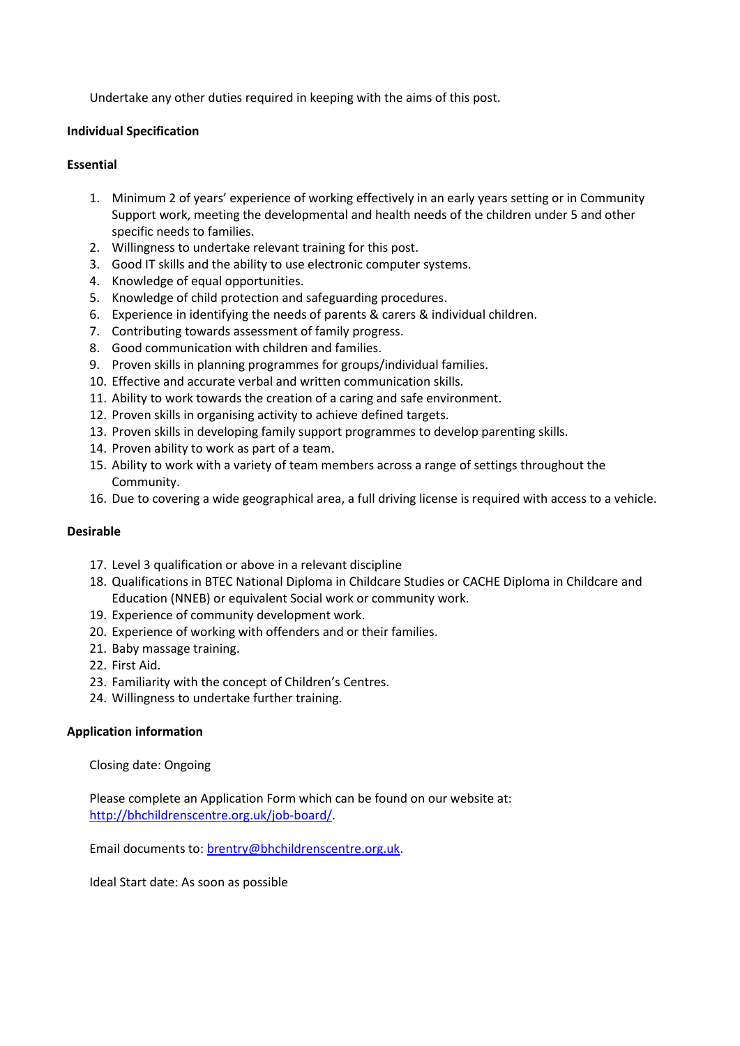Undertake any other duties required in keeping with the aims of this post.

**Individual Specification**

**Essential**

1. Minimum 2 of years' experience of working effectively in an early years setting or in Community Support work, meeting the developmental and health needs of the children under 5 and other specific needs to families.
2. Willingness to undertake relevant training for this post.
3. Good IT skills and the ability to use electronic computer systems.
4. Knowledge of equal opportunities.
5. Knowledge of child protection and safeguarding procedures.
6. Experience in identifying the needs of parents & carers & individual children.
7. Contributing towards assessment of family progress.
8. Good communication with children and families.
9. Proven skills in planning programmes for groups/individual families.
10. Effective and accurate verbal and written communication skills.
11. Ability to work towards the creation of a caring and safe environment.
12. Proven skills in organising activity to achieve defined targets.
13. Proven skills in developing family support programmes to develop parenting skills.
14. Proven ability to work as part of a team.
15. Ability to work with a variety of team members across a range of settings throughout the Community.
16. Due to covering a wide geographical area, a full driving license is required with access to a vehicle.

**Desirable**

17. Level 3 qualification or above in a relevant discipline
18. Qualifications in BTEC National Diploma in Childcare Studies or CACHE Diploma in Childcare and Education (NNEB) or equivalent Social work or community work.
19. Experience of community development work.
20. Experience of working with offenders and or their families.
21. Baby massage training.
22. First Aid.
23. Familiarity with the concept of Children's Centres.
24. Willingness to undertake further training.

**Application information**

Closing date: Ongoing

Please complete an Application Form which can be found on our website at: [http://bhchildrenscentre.org.uk/job-board/](http://bhchildrenscentre.org.uk/job-board/).

Email documents to: [brentry@bhchildrenscentre.org.uk](mailto:brentry@bhchildrenscentre.org.uk).

Ideal Start date: As soon as possible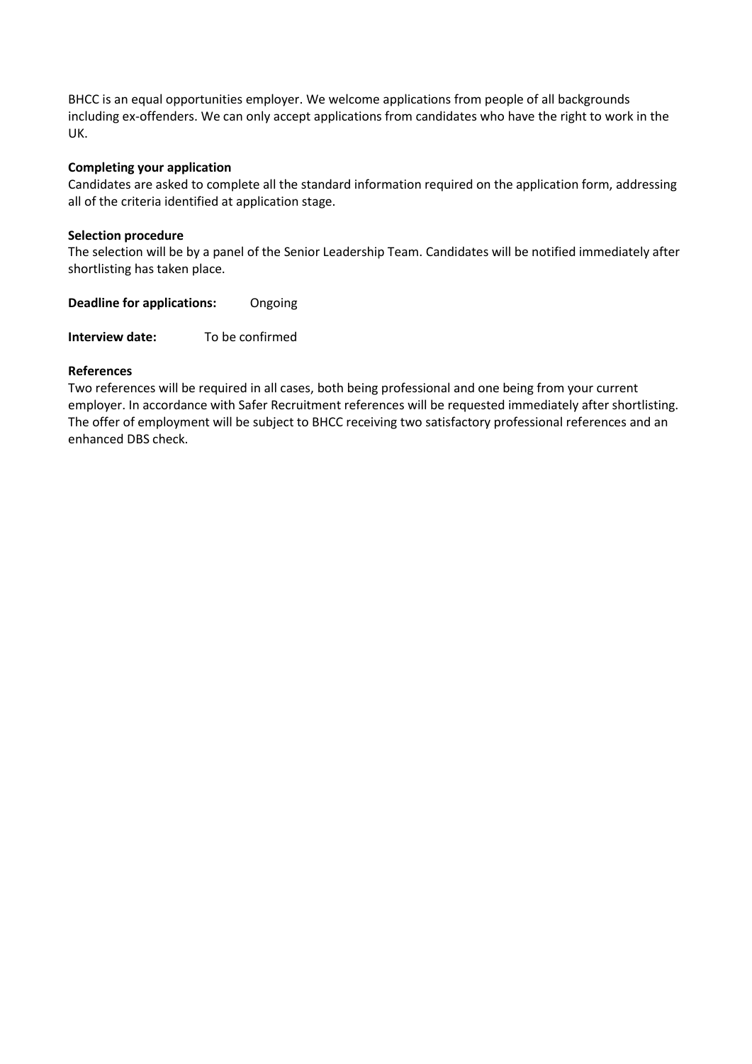BHCC is an equal opportunities employer. We welcome applications from people of all backgrounds including ex-offenders. We can only accept applications from candidates who have the right to work in the UK.

**Completing your application**

Candidates are asked to complete all the standard information required on the application form, addressing all of the criteria identified at application stage.

**Selection procedure**

The selection will be by a panel of the Senior Leadership Team. Candidates will be notified immediately after shortlisting has taken place.

**Deadline for applications:** Ongoing

**Interview date:** To be confirmed

**References**

Two references will be required in all cases, both being professional and one being from your current employer. In accordance with Safer Recruitment references will be requested immediately after shortlisting. The offer of employment will be subject to BHCC receiving two satisfactory professional references and an enhanced DBS check.